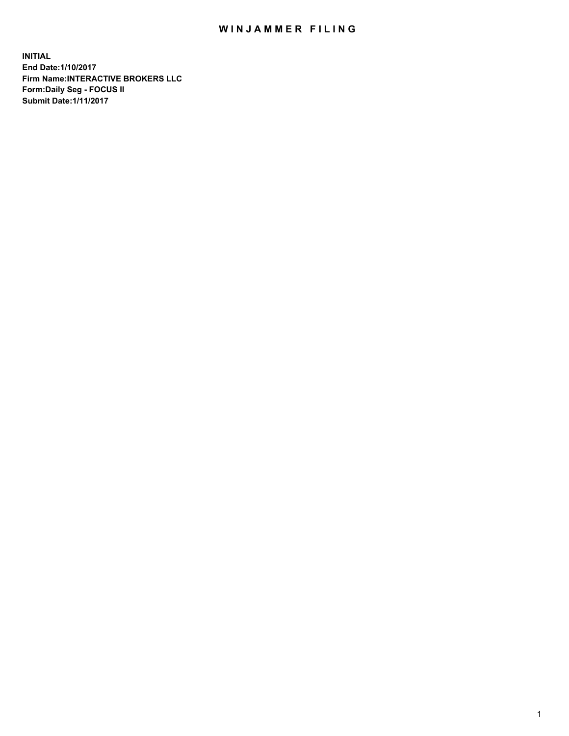# WINJAMMER FILING

**INITIAL**
**End Date:1/10/2017**
**Firm Name:INTERACTIVE BROKERS LLC**
**Form:Daily Seg - FOCUS II**
**Submit Date:1/11/2017**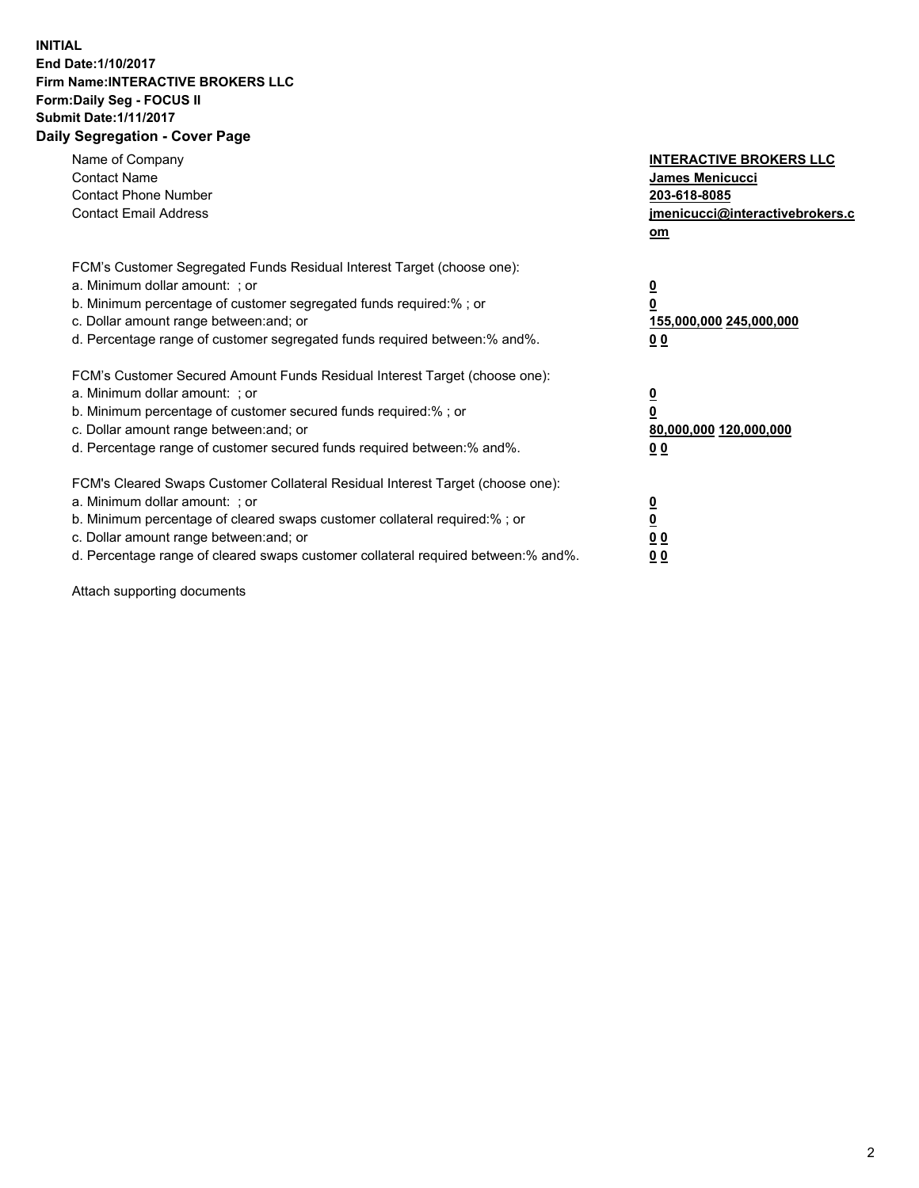**INITIAL**
**End Date:1/10/2017**
**Firm Name:INTERACTIVE BROKERS LLC**
**Form:Daily Seg - FOCUS II**
**Submit Date:1/11/2017**

## Daily Segregation - Cover Page

| | |
|---|---|
| Name of Company | **INTERACTIVE BROKERS LLC** |
| Contact Name | **James Menicucci** |
| Contact Phone Number | **203-618-8085** |
| Contact Email Address | **jmenicucci@interactivebrokers.com** |

| | |
|---|---|
| FCM's Customer Segregated Funds Residual Interest Target (choose one): | |
| a. Minimum dollar amount: ; or | **0** |
| b. Minimum percentage of customer segregated funds required:% ; or | **0** |
| c. Dollar amount range between:and; or | **155,000,000 245,000,000** |
| d. Percentage range of customer segregated funds required between:% and%. | **0 0** |

| | |
|---|---|
| FCM's Customer Secured Amount Funds Residual Interest Target (choose one): | |
| a. Minimum dollar amount: ; or | **0** |
| b. Minimum percentage of customer secured funds required:% ; or | **0** |
| c. Dollar amount range between:and; or | **80,000,000 120,000,000** |
| d. Percentage range of customer secured funds required between:% and%. | **0 0** |

| | |
|---|---|
| FCM's Cleared Swaps Customer Collateral Residual Interest Target (choose one): | |
| a. Minimum dollar amount: ; or | **0** |
| b. Minimum percentage of cleared swaps customer collateral required:% ; or | **0** |
| c. Dollar amount range between:and; or | **0 0** |
| d. Percentage range of cleared swaps customer collateral required between:% and%. | **0 0** |

Attach supporting documents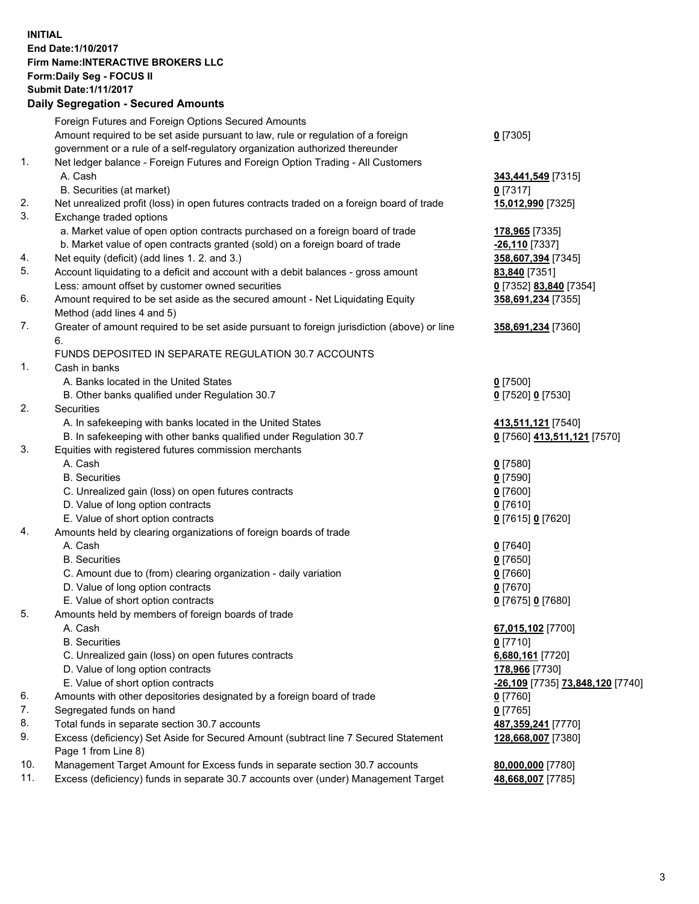**INITIAL**
**End Date:1/10/2017**
**Firm Name:INTERACTIVE BROKERS LLC**
**Form:Daily Seg - FOCUS II**
**Submit Date:1/11/2017**
**Daily Segregation - Secured Amounts**

| | | |
|---|---|---|
| | Foreign Futures and Foreign Options Secured Amounts | |
| | Amount required to be set aside pursuant to law, rule or regulation of a foreign government or a rule of a self-regulatory organization authorized thereunder | **0** [7305] |
| 1. | Net ledger balance - Foreign Futures and Foreign Option Trading - All Customers | |
| | A. Cash | **343,441,549** [7315] |
| | B. Securities (at market) | **0** [7317] |
| 2. | Net unrealized profit (loss) in open futures contracts traded on a foreign board of trade | **15,012,990** [7325] |
| 3. | Exchange traded options | |
| | a. Market value of open option contracts purchased on a foreign board of trade | **178,965** [7335] |
| | b. Market value of open contracts granted (sold) on a foreign board of trade | **-26,110** [7337] |
| 4. | Net equity (deficit) (add lines 1. 2. and 3.) | **358,607,394** [7345] |
| 5. | Account liquidating to a deficit and account with a debit balances - gross amount | **83,840** [7351] |
| | Less: amount offset by customer owned securities | **0** [7352] **83,840** [7354] |
| 6. | Amount required to be set aside as the secured amount - Net Liquidating Equity Method (add lines 4 and 5) | **358,691,234** [7355] |
| 7. | Greater of amount required to be set aside pursuant to foreign jurisdiction (above) or line 6. | **358,691,234** [7360] |
| | FUNDS DEPOSITED IN SEPARATE REGULATION 30.7 ACCOUNTS | |
| 1. | Cash in banks | |
| | A. Banks located in the United States | **0** [7500] |
| | B. Other banks qualified under Regulation 30.7 | **0** [7520] **0** [7530] |
| 2. | Securities | |
| | A. In safekeeping with banks located in the United States | **413,511,121** [7540] |
| | B. In safekeeping with other banks qualified under Regulation 30.7 | **0** [7560] **413,511,121** [7570] |
| 3. | Equities with registered futures commission merchants | |
| | A. Cash | **0** [7580] |
| | B. Securities | **0** [7590] |
| | C. Unrealized gain (loss) on open futures contracts | **0** [7600] |
| | D. Value of long option contracts | **0** [7610] |
| | E. Value of short option contracts | **0** [7615] **0** [7620] |
| 4. | Amounts held by clearing organizations of foreign boards of trade | |
| | A. Cash | **0** [7640] |
| | B. Securities | **0** [7650] |
| | C. Amount due to (from) clearing organization - daily variation | **0** [7660] |
| | D. Value of long option contracts | **0** [7670] |
| | E. Value of short option contracts | **0** [7675] **0** [7680] |
| 5. | Amounts held by members of foreign boards of trade | |
| | A. Cash | **67,015,102** [7700] |
| | B. Securities | **0** [7710] |
| | C. Unrealized gain (loss) on open futures contracts | **6,680,161** [7720] |
| | D. Value of long option contracts | **178,966** [7730] |
| | E. Value of short option contracts | **-26,109** [7735] **73,848,120** [7740] |
| 6. | Amounts with other depositories designated by a foreign board of trade | **0** [7760] |
| 7. | Segregated funds on hand | **0** [7765] |
| 8. | Total funds in separate section 30.7 accounts | **487,359,241** [7770] |
| 9. | Excess (deficiency) Set Aside for Secured Amount (subtract line 7 Secured Statement Page 1 from Line 8) | **128,668,007** [7380] |
| 10. | Management Target Amount for Excess funds in separate section 30.7 accounts | **80,000,000** [7780] |
| 11. | Excess (deficiency) funds in separate 30.7 accounts over (under) Management Target | **48,668,007** [7785] |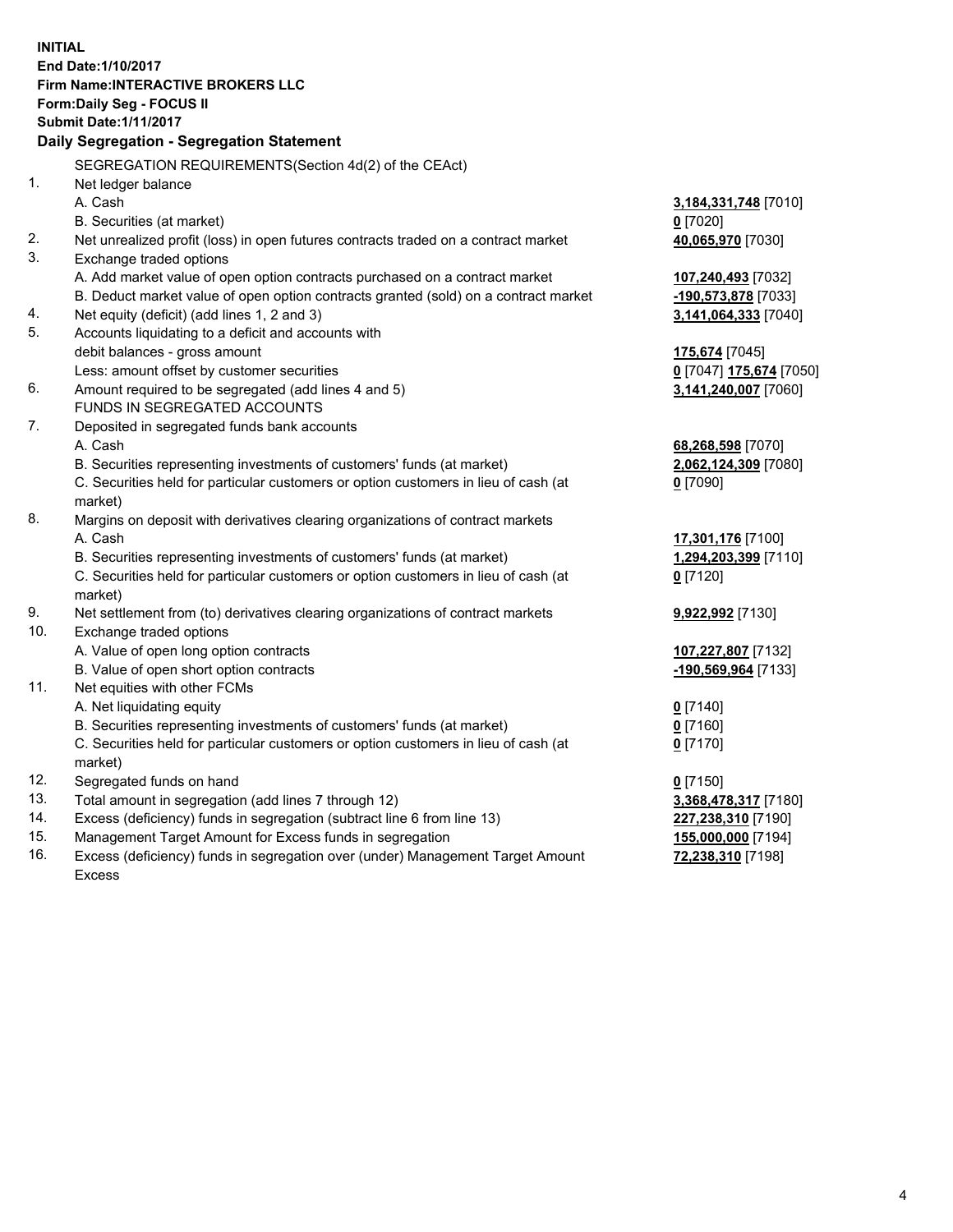**INITIAL**
**End Date:1/10/2017**
**Firm Name:INTERACTIVE BROKERS LLC**
**Form:Daily Seg - FOCUS II**
**Submit Date:1/11/2017**

### Daily Segregation - Segregation Statement

| | | |
|---|---|---|
| | SEGREGATION REQUIREMENTS(Section 4d(2) of the CEAct) | |
| 1. | Net ledger balance | |
| | A. Cash | **3,184,331,748** [7010] |
| | B. Securities (at market) | **0** [7020] |
| 2. | Net unrealized profit (loss) in open futures contracts traded on a contract market | **40,065,970** [7030] |
| 3. | Exchange traded options | |
| | A. Add market value of open option contracts purchased on a contract market | **107,240,493** [7032] |
| | B. Deduct market value of open option contracts granted (sold) on a contract market | **-190,573,878** [7033] |
| 4. | Net equity (deficit) (add lines 1, 2 and 3) | **3,141,064,333** [7040] |
| 5. | Accounts liquidating to a deficit and accounts with | |
| | debit balances - gross amount | **175,674** [7045] |
| | Less: amount offset by customer securities | **0** [7047] **175,674** [7050] |
| 6. | Amount required to be segregated (add lines 4 and 5) | **3,141,240,007** [7060] |
| | FUNDS IN SEGREGATED ACCOUNTS | |
| 7. | Deposited in segregated funds bank accounts | |
| | A. Cash | **68,268,598** [7070] |
| | B. Securities representing investments of customers' funds (at market) | **2,062,124,309** [7080] |
| | C. Securities held for particular customers or option customers in lieu of cash (at market) | **0** [7090] |
| 8. | Margins on deposit with derivatives clearing organizations of contract markets | |
| | A. Cash | **17,301,176** [7100] |
| | B. Securities representing investments of customers' funds (at market) | **1,294,203,399** [7110] |
| | C. Securities held for particular customers or option customers in lieu of cash (at market) | **0** [7120] |
| 9. | Net settlement from (to) derivatives clearing organizations of contract markets | **9,922,992** [7130] |
| 10. | Exchange traded options | |
| | A. Value of open long option contracts | **107,227,807** [7132] |
| | B. Value of open short option contracts | **-190,569,964** [7133] |
| 11. | Net equities with other FCMs | |
| | A. Net liquidating equity | **0** [7140] |
| | B. Securities representing investments of customers' funds (at market) | **0** [7160] |
| | C. Securities held for particular customers or option customers in lieu of cash (at market) | **0** [7170] |
| 12. | Segregated funds on hand | **0** [7150] |
| 13. | Total amount in segregation (add lines 7 through 12) | **3,368,478,317** [7180] |
| 14. | Excess (deficiency) funds in segregation (subtract line 6 from line 13) | **227,238,310** [7190] |
| 15. | Management Target Amount for Excess funds in segregation | **155,000,000** [7194] |
| 16. | Excess (deficiency) funds in segregation over (under) Management Target Amount Excess | **72,238,310** [7198] |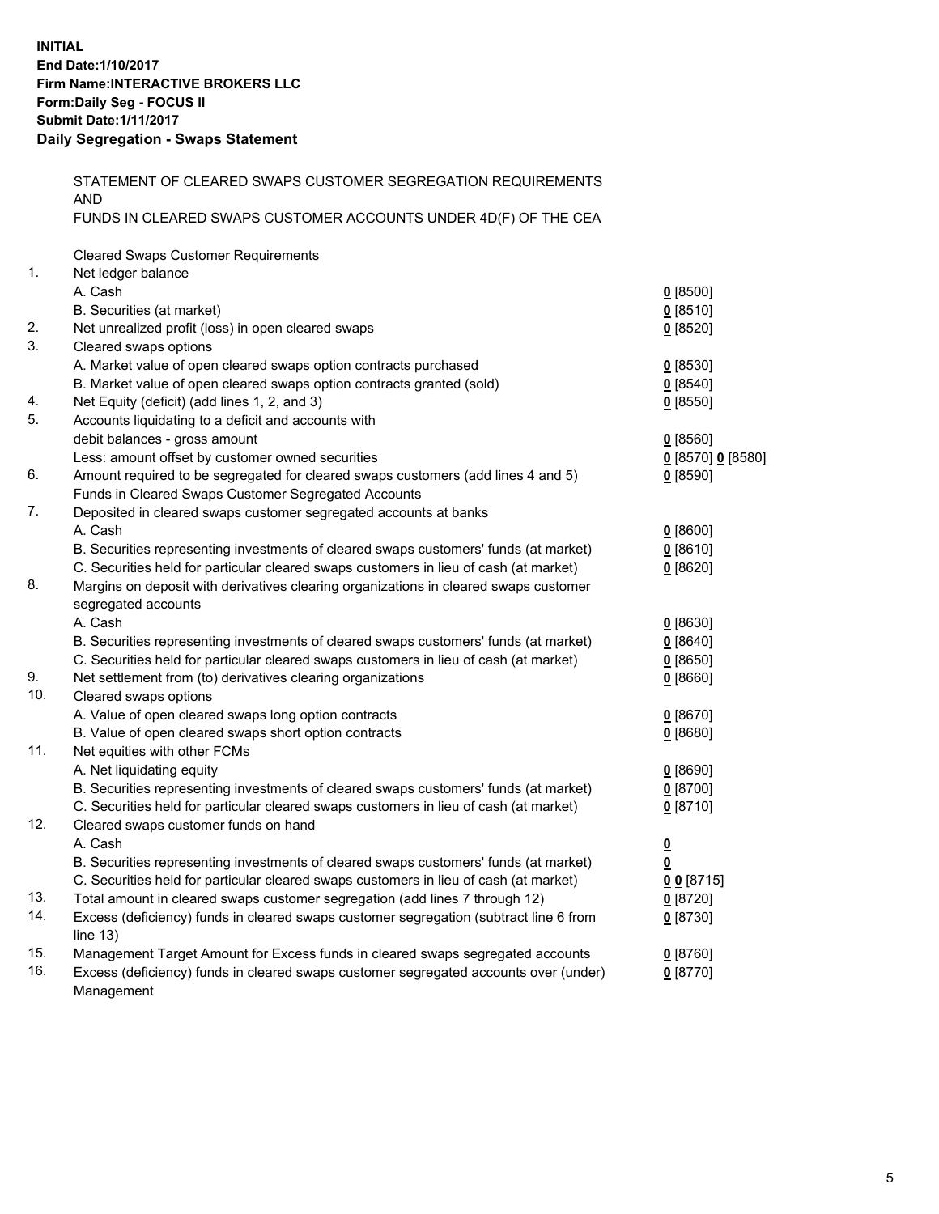**INITIAL**
**End Date:1/10/2017**
**Firm Name:INTERACTIVE BROKERS LLC**
**Form:Daily Seg - FOCUS II**
**Submit Date:1/11/2017**
**Daily Segregation - Swaps Statement**

STATEMENT OF CLEARED SWAPS CUSTOMER SEGREGATION REQUIREMENTS AND FUNDS IN CLEARED SWAPS CUSTOMER ACCOUNTS UNDER 4D(F) OF THE CEA

| | | |
|---|---|---|
| | Cleared Swaps Customer Requirements | |
| 1. | Net ledger balance | |
| | A. Cash | 0 [8500] |
| | B. Securities (at market) | 0 [8510] |
| 2. | Net unrealized profit (loss) in open cleared swaps | 0 [8520] |
| 3. | Cleared swaps options | |
| | A. Market value of open cleared swaps option contracts purchased | 0 [8530] |
| | B. Market value of open cleared swaps option contracts granted (sold) | 0 [8540] |
| 4. | Net Equity (deficit) (add lines 1, 2, and 3) | 0 [8550] |
| 5. | Accounts liquidating to a deficit and accounts with | |
| | debit balances - gross amount | 0 [8560] |
| | Less: amount offset by customer owned securities | 0 [8570] 0 [8580] |
| 6. | Amount required to be segregated for cleared swaps customers (add lines 4 and 5) | 0 [8590] |
| | Funds in Cleared Swaps Customer Segregated Accounts | |
| 7. | Deposited in cleared swaps customer segregated accounts at banks | |
| | A. Cash | 0 [8600] |
| | B. Securities representing investments of cleared swaps customers' funds (at market) | 0 [8610] |
| | C. Securities held for particular cleared swaps customers in lieu of cash (at market) | 0 [8620] |
| 8. | Margins on deposit with derivatives clearing organizations in cleared swaps customer segregated accounts | |
| | A. Cash | 0 [8630] |
| | B. Securities representing investments of cleared swaps customers' funds (at market) | 0 [8640] |
| | C. Securities held for particular cleared swaps customers in lieu of cash (at market) | 0 [8650] |
| 9. | Net settlement from (to) derivatives clearing organizations | 0 [8660] |
| 10. | Cleared swaps options | |
| | A. Value of open cleared swaps long option contracts | 0 [8670] |
| | B. Value of open cleared swaps short option contracts | 0 [8680] |
| 11. | Net equities with other FCMs | |
| | A. Net liquidating equity | 0 [8690] |
| | B. Securities representing investments of cleared swaps customers' funds (at market) | 0 [8700] |
| | C. Securities held for particular cleared swaps customers in lieu of cash (at market) | 0 [8710] |
| 12. | Cleared swaps customer funds on hand | |
| | A. Cash | 0 |
| | B. Securities representing investments of cleared swaps customers' funds (at market) | 0 |
| | C. Securities held for particular cleared swaps customers in lieu of cash (at market) | 0 0 [8715] |
| 13. | Total amount in cleared swaps customer segregation (add lines 7 through 12) | 0 [8720] |
| 14. | Excess (deficiency) funds in cleared swaps customer segregation (subtract line 6 from line 13) | 0 [8730] |
| 15. | Management Target Amount for Excess funds in cleared swaps segregated accounts | 0 [8760] |
| 16. | Excess (deficiency) funds in cleared swaps customer segregated accounts over (under) Management | 0 [8770] |